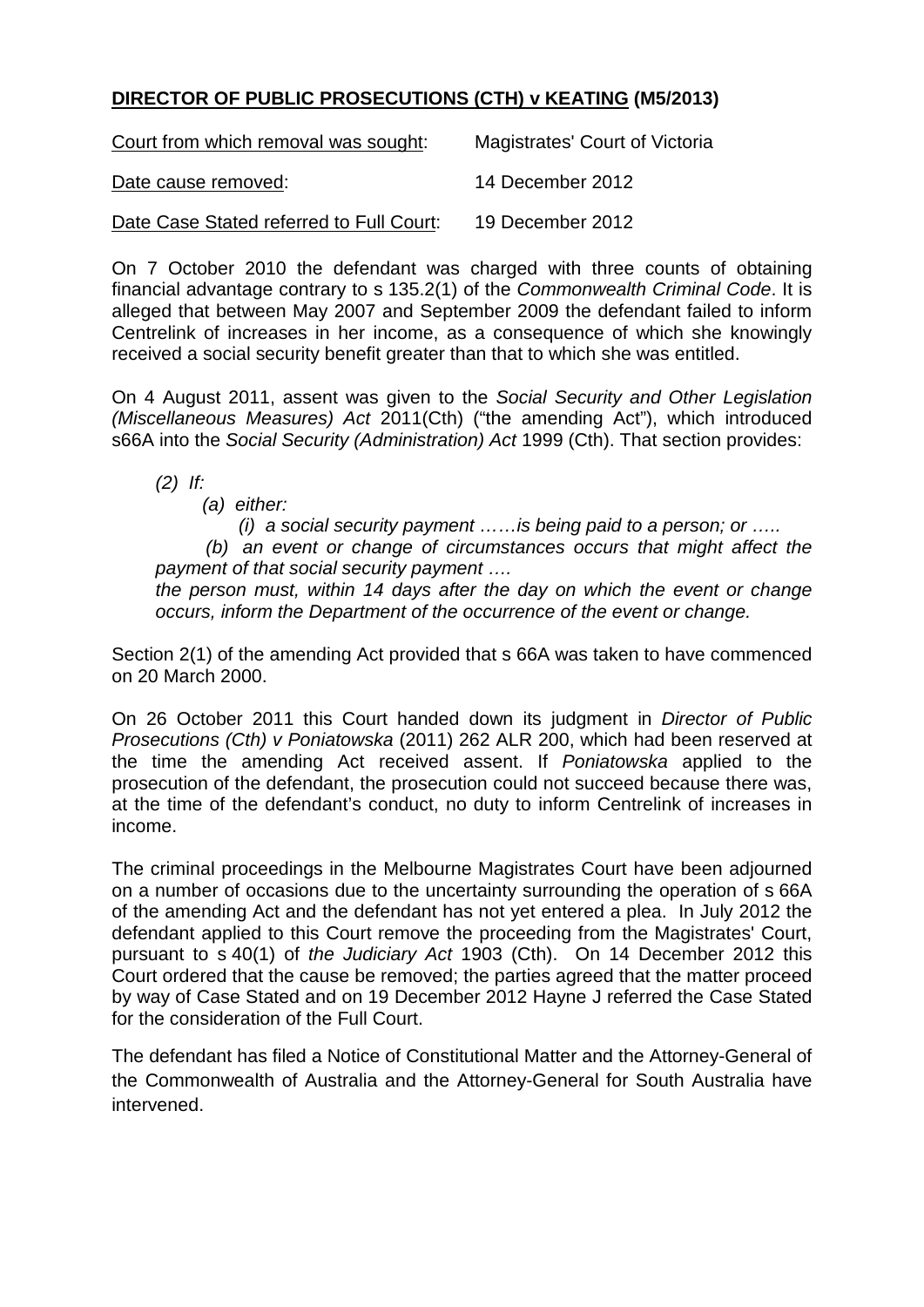**<u>DIRECTOR OF PUBLIC PROSECUTIONS (CTH) v KEATING</u> (M5/2013)**

<u>Court from which removal was sought</u>: Magistrates' Court of Victoria

<u>Date cause removed</u>: 14 December 2012

<u>Date Case Stated referred to Full Court</u>: 19 December 2012

On 7 October 2010 the defendant was charged with three counts of obtaining financial advantage contrary to s 135.2(1) of the *Commonwealth Criminal Code*. It is alleged that between May 2007 and September 2009 the defendant failed to inform Centrelink of increases in her income, as a consequence of which she knowingly received a social security benefit greater than that to which she was entitled.

On 4 August 2011, assent was given to the *Social Security and Other Legislation (Miscellaneous Measures) Act* 2011(Cth) ("the amending Act"), which introduced s66A into the *Social Security (Administration) Act* 1999 (Cth). That section provides:

> *(2) If:*
>
> *(a) either:*
>
> *(i) a social security payment ……is being paid to a person; or …..*
>
> *(b) an event or change of circumstances occurs that might affect the payment of that social security payment ….*
>
> *the person must, within 14 days after the day on which the event or change occurs, inform the Department of the occurrence of the event or change.*

Section 2(1) of the amending Act provided that s 66A was taken to have commenced on 20 March 2000.

On 26 October 2011 this Court handed down its judgment in *Director of Public Prosecutions (Cth) v Poniatowska* (2011) 262 ALR 200, which had been reserved at the time the amending Act received assent. If *Poniatowska* applied to the prosecution of the defendant, the prosecution could not succeed because there was, at the time of the defendant's conduct, no duty to inform Centrelink of increases in income.

The criminal proceedings in the Melbourne Magistrates Court have been adjourned on a number of occasions due to the uncertainty surrounding the operation of s 66A of the amending Act and the defendant has not yet entered a plea. In July 2012 the defendant applied to this Court remove the proceeding from the Magistrates' Court, pursuant to s 40(1) of *the Judiciary Act* 1903 (Cth). On 14 December 2012 this Court ordered that the cause be removed; the parties agreed that the matter proceed by way of Case Stated and on 19 December 2012 Hayne J referred the Case Stated for the consideration of the Full Court.

The defendant has filed a Notice of Constitutional Matter and the Attorney-General of the Commonwealth of Australia and the Attorney-General for South Australia have intervened.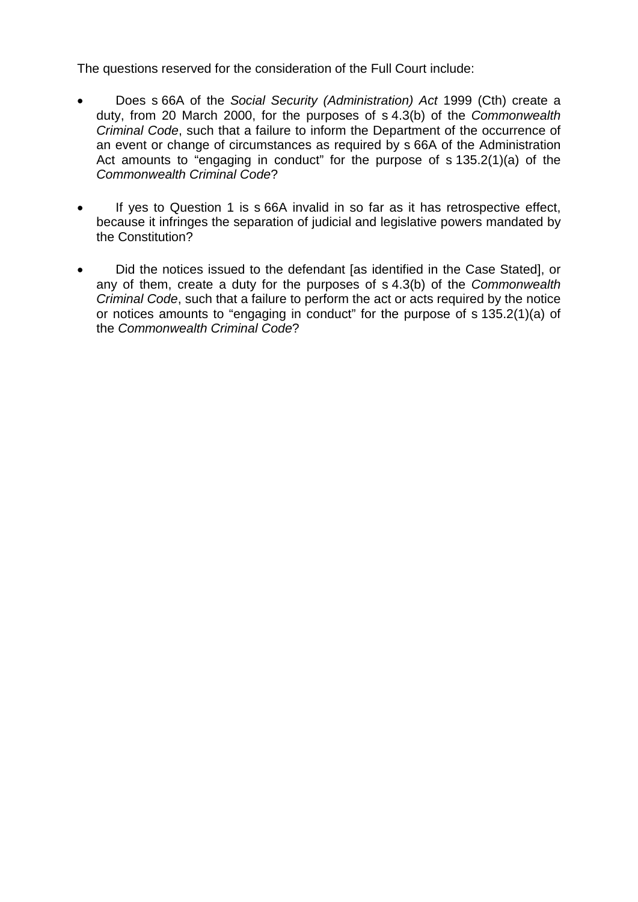The questions reserved for the consideration of the Full Court include:

- Does s 66A of the *Social Security (Administration) Act* 1999 (Cth) create a duty, from 20 March 2000, for the purposes of s 4.3(b) of the *Commonwealth Criminal Code*, such that a failure to inform the Department of the occurrence of an event or change of circumstances as required by s 66A of the Administration Act amounts to "engaging in conduct" for the purpose of s 135.2(1)(a) of the *Commonwealth Criminal Code*?

- If yes to Question 1 is s 66A invalid in so far as it has retrospective effect, because it infringes the separation of judicial and legislative powers mandated by the Constitution?

- Did the notices issued to the defendant [as identified in the Case Stated], or any of them, create a duty for the purposes of s 4.3(b) of the *Commonwealth Criminal Code*, such that a failure to perform the act or acts required by the notice or notices amounts to "engaging in conduct" for the purpose of s 135.2(1)(a) of the *Commonwealth Criminal Code*?